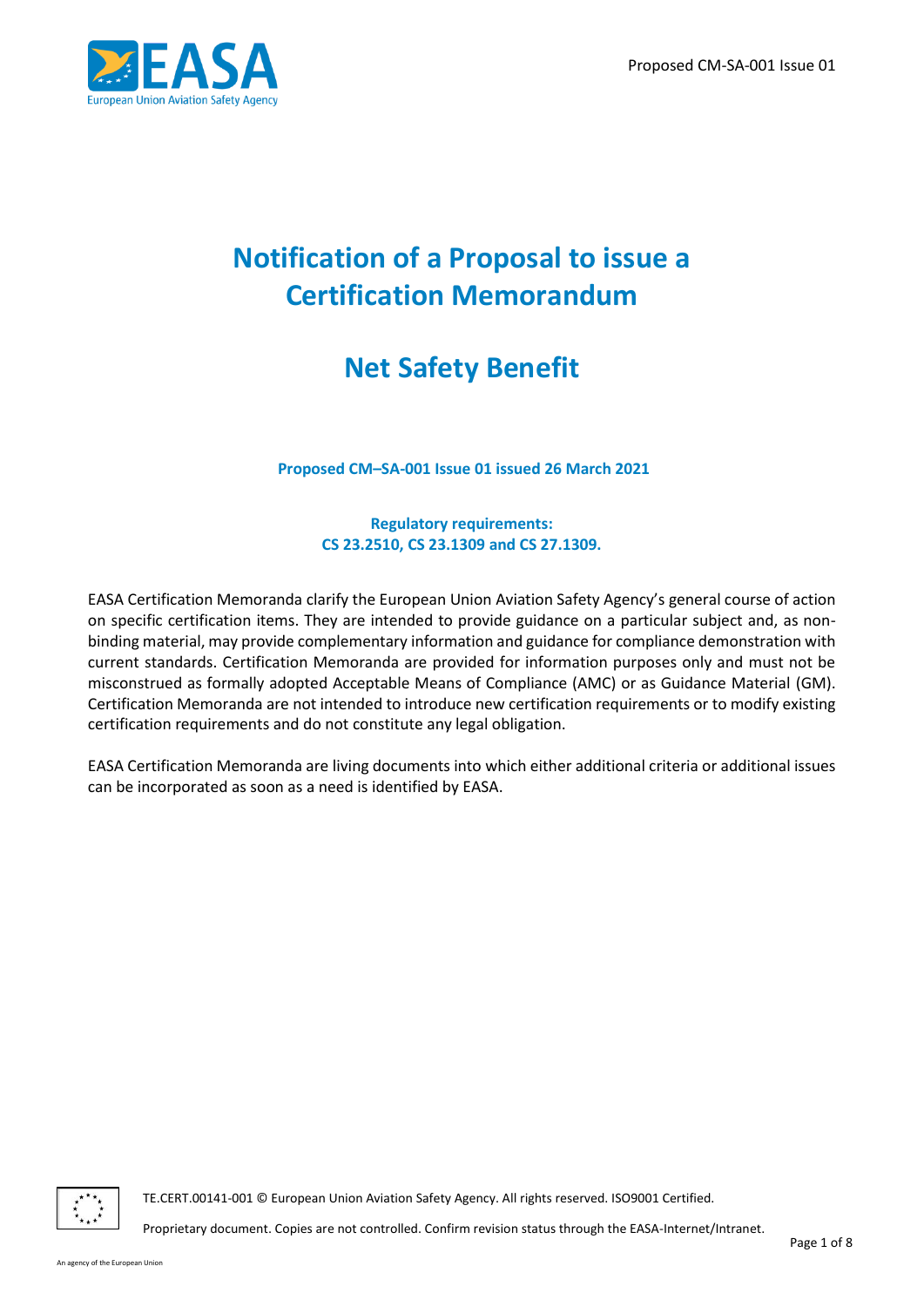# Notification of a Proposal to issue a Certification Memorandum

# Net Safety Benefit

**Proposed CM–SA-001 Issue 01 issued 26 March 2021**

**Regulatory requirements:**
**CS 23.2510, CS 23.1309 and CS 27.1309.**

EASA Certification Memoranda clarify the European Union Aviation Safety Agency's general course of action on specific certification items. They are intended to provide guidance on a particular subject and, as non-binding material, may provide complementary information and guidance for compliance demonstration with current standards. Certification Memoranda are provided for information purposes only and must not be misconstrued as formally adopted Acceptable Means of Compliance (AMC) or as Guidance Material (GM). Certification Memoranda are not intended to introduce new certification requirements or to modify existing certification requirements and do not constitute any legal obligation.

EASA Certification Memoranda are living documents into which either additional criteria or additional issues can be incorporated as soon as a need is identified by EASA.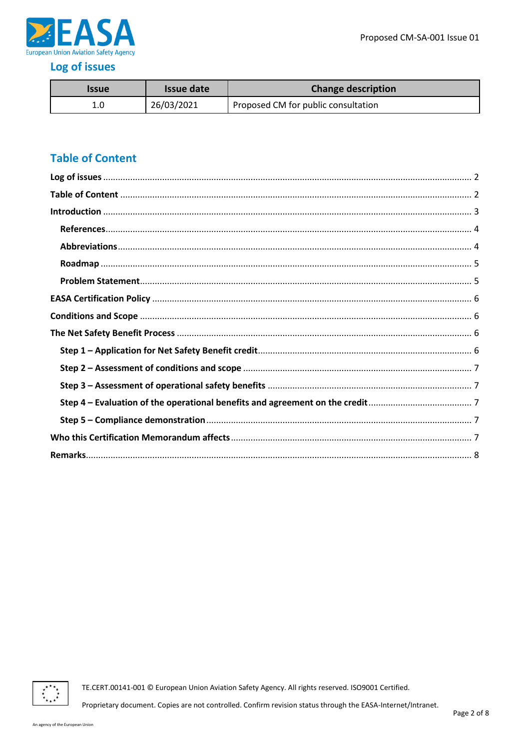## Log of issues

| Issue | Issue date | Change description |
|---|---|---|
| 1.0 | 26/03/2021 | Proposed CM for public consultation |

## Table of Content

**Log of issues** ..................................................................... 2

**Table of Content** ..................................................................... 2

**Introduction** ..................................................................... 3

- **References** ..................................................................... 4
- **Abbreviations** ..................................................................... 4
- **Roadmap** ..................................................................... 5
- **Problem Statement** ..................................................................... 5

**EASA Certification Policy** ..................................................................... 6

**Conditions and Scope** ..................................................................... 6

**The Net Safety Benefit Process** ..................................................................... 6

- **Step 1 – Application for Net Safety Benefit credit** ..................................................................... 6
- **Step 2 – Assessment of conditions and scope** ..................................................................... 7
- **Step 3 – Assessment of operational safety benefits** ..................................................................... 7
- **Step 4 – Evaluation of the operational benefits and agreement on the credit** ..................................................................... 7
- **Step 5 – Compliance demonstration** ..................................................................... 7

**Who this Certification Memorandum affects** ..................................................................... 7

**Remarks** ..................................................................... 8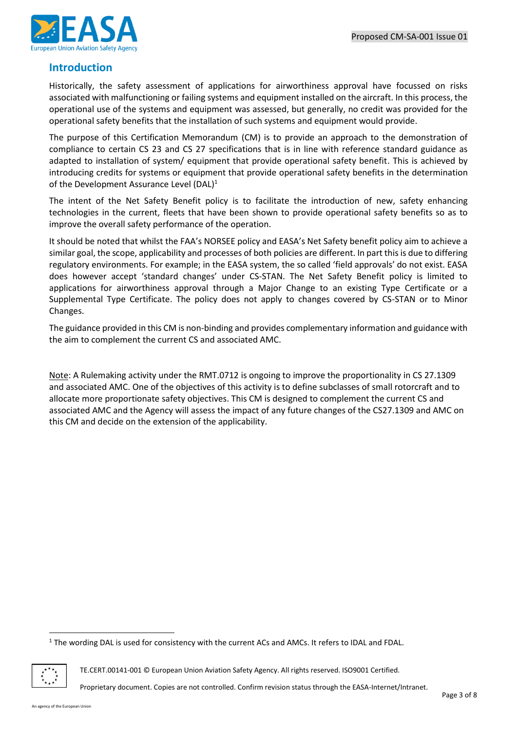## Introduction

Historically, the safety assessment of applications for airworthiness approval have focussed on risks associated with malfunctioning or failing systems and equipment installed on the aircraft. In this process, the operational use of the systems and equipment was assessed, but generally, no credit was provided for the operational safety benefits that the installation of such systems and equipment would provide.

The purpose of this Certification Memorandum (CM) is to provide an approach to the demonstration of compliance to certain CS 23 and CS 27 specifications that is in line with reference standard guidance as adapted to installation of system/ equipment that provide operational safety benefit. This is achieved by introducing credits for systems or equipment that provide operational safety benefits in the determination of the Development Assurance Level (DAL)[1]

The intent of the Net Safety Benefit policy is to facilitate the introduction of new, safety enhancing technologies in the current, fleets that have been shown to provide operational safety benefits so as to improve the overall safety performance of the operation.

It should be noted that whilst the FAA's NORSEE policy and EASA's Net Safety benefit policy aim to achieve a similar goal, the scope, applicability and processes of both policies are different. In part this is due to differing regulatory environments. For example; in the EASA system, the so called 'field approvals' do not exist. EASA does however accept 'standard changes' under CS-STAN. The Net Safety Benefit policy is limited to applications for airworthiness approval through a Major Change to an existing Type Certificate or a Supplemental Type Certificate. The policy does not apply to changes covered by CS-STAN or to Minor Changes.

The guidance provided in this CM is non-binding and provides complementary information and guidance with the aim to complement the current CS and associated AMC.

Note: A Rulemaking activity under the RMT.0712 is ongoing to improve the proportionality in CS 27.1309 and associated AMC. One of the objectives of this activity is to define subclasses of small rotorcraft and to allocate more proportionate safety objectives. This CM is designed to complement the current CS and associated AMC and the Agency will assess the impact of any future changes of the CS27.1309 and AMC on this CM and decide on the extension of the applicability.

[1] The wording DAL is used for consistency with the current ACs and AMCs. It refers to IDAL and FDAL.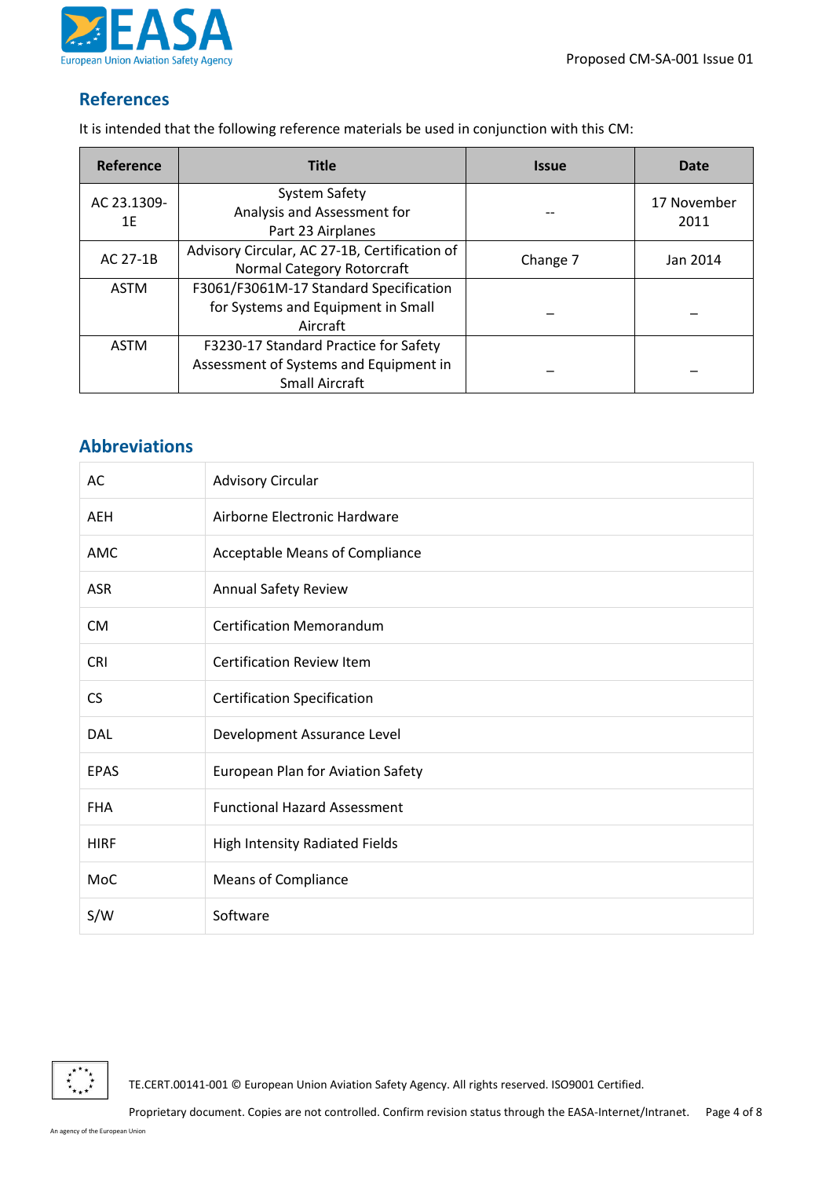## References

It is intended that the following reference materials be used in conjunction with this CM:

| Reference | Title | Issue | Date |
|---|---|---|---|
| AC 23.1309-1E | System Safety Analysis and Assessment for Part 23 Airplanes | -- | 17 November 2011 |
| AC 27-1B | Advisory Circular, AC 27-1B, Certification of Normal Category Rotorcraft | Change 7 | Jan 2014 |
| ASTM | F3061/F3061M-17 Standard Specification for Systems and Equipment in Small Aircraft | – | – |
| ASTM | F3230-17 Standard Practice for Safety Assessment of Systems and Equipment in Small Aircraft | – | – |

## Abbreviations

| | |
|---|---|
| AC | Advisory Circular |
| AEH | Airborne Electronic Hardware |
| AMC | Acceptable Means of Compliance |
| ASR | Annual Safety Review |
| CM | Certification Memorandum |
| CRI | Certification Review Item |
| CS | Certification Specification |
| DAL | Development Assurance Level |
| EPAS | European Plan for Aviation Safety |
| FHA | Functional Hazard Assessment |
| HIRF | High Intensity Radiated Fields |
| MoC | Means of Compliance |
| S/W | Software |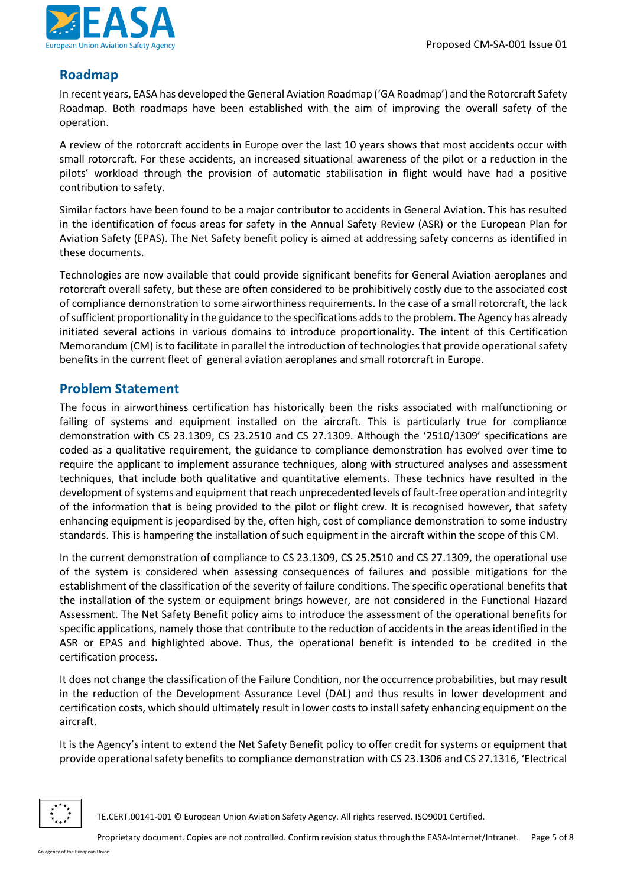## Roadmap

In recent years, EASA has developed the General Aviation Roadmap ('GA Roadmap') and the Rotorcraft Safety Roadmap. Both roadmaps have been established with the aim of improving the overall safety of the operation.

A review of the rotorcraft accidents in Europe over the last 10 years shows that most accidents occur with small rotorcraft. For these accidents, an increased situational awareness of the pilot or a reduction in the pilots' workload through the provision of automatic stabilisation in flight would have had a positive contribution to safety.

Similar factors have been found to be a major contributor to accidents in General Aviation. This has resulted in the identification of focus areas for safety in the Annual Safety Review (ASR) or the European Plan for Aviation Safety (EPAS). The Net Safety benefit policy is aimed at addressing safety concerns as identified in these documents.

Technologies are now available that could provide significant benefits for General Aviation aeroplanes and rotorcraft overall safety, but these are often considered to be prohibitively costly due to the associated cost of compliance demonstration to some airworthiness requirements. In the case of a small rotorcraft, the lack of sufficient proportionality in the guidance to the specifications adds to the problem. The Agency has already initiated several actions in various domains to introduce proportionality. The intent of this Certification Memorandum (CM) is to facilitate in parallel the introduction of technologies that provide operational safety benefits in the current fleet of general aviation aeroplanes and small rotorcraft in Europe.

## Problem Statement

The focus in airworthiness certification has historically been the risks associated with malfunctioning or failing of systems and equipment installed on the aircraft. This is particularly true for compliance demonstration with CS 23.1309, CS 23.2510 and CS 27.1309. Although the '2510/1309' specifications are coded as a qualitative requirement, the guidance to compliance demonstration has evolved over time to require the applicant to implement assurance techniques, along with structured analyses and assessment techniques, that include both qualitative and quantitative elements. These technics have resulted in the development of systems and equipment that reach unprecedented levels of fault-free operation and integrity of the information that is being provided to the pilot or flight crew. It is recognised however, that safety enhancing equipment is jeopardised by the, often high, cost of compliance demonstration to some industry standards. This is hampering the installation of such equipment in the aircraft within the scope of this CM.

In the current demonstration of compliance to CS 23.1309, CS 25.2510 and CS 27.1309, the operational use of the system is considered when assessing consequences of failures and possible mitigations for the establishment of the classification of the severity of failure conditions. The specific operational benefits that the installation of the system or equipment brings however, are not considered in the Functional Hazard Assessment. The Net Safety Benefit policy aims to introduce the assessment of the operational benefits for specific applications, namely those that contribute to the reduction of accidents in the areas identified in the ASR or EPAS and highlighted above. Thus, the operational benefit is intended to be credited in the certification process.

It does not change the classification of the Failure Condition, nor the occurrence probabilities, but may result in the reduction of the Development Assurance Level (DAL) and thus results in lower development and certification costs, which should ultimately result in lower costs to install safety enhancing equipment on the aircraft.

It is the Agency's intent to extend the Net Safety Benefit policy to offer credit for systems or equipment that provide operational safety benefits to compliance demonstration with CS 23.1306 and CS 27.1316, 'Electrical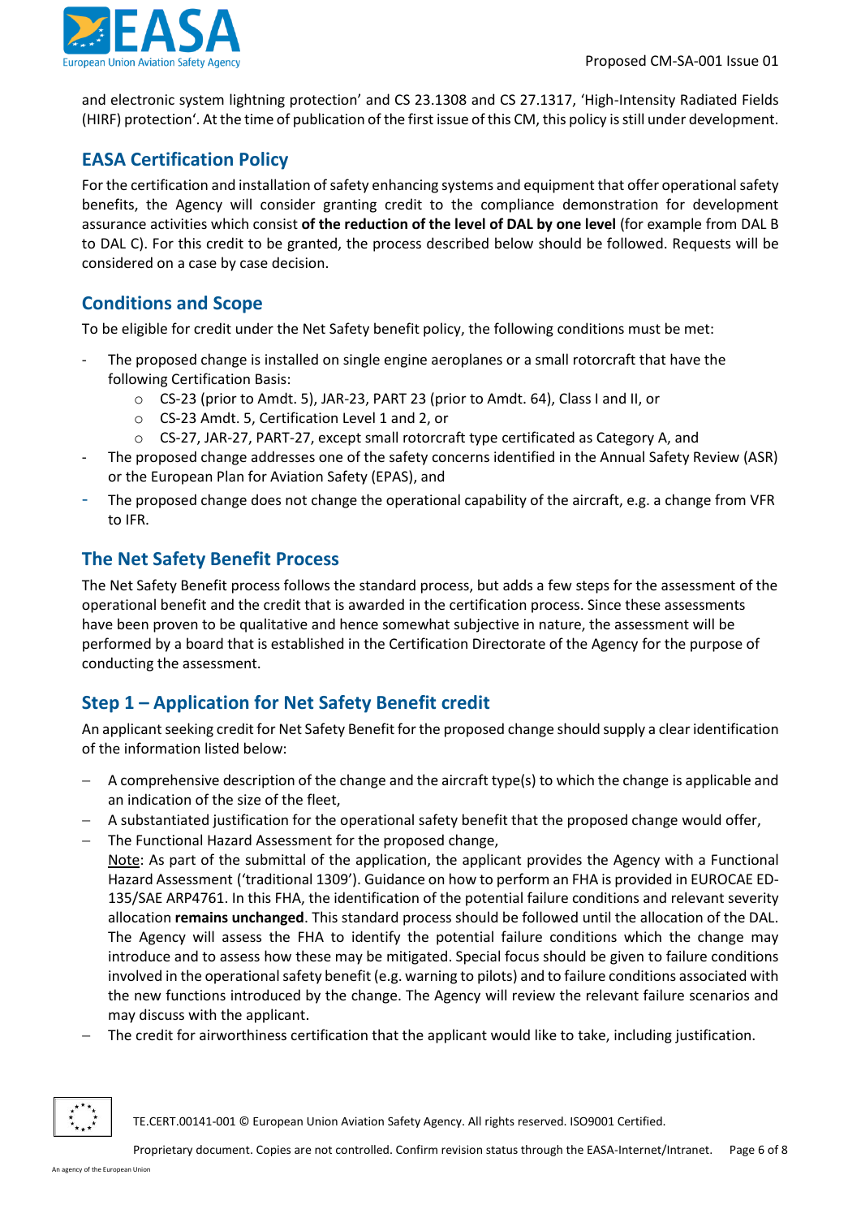and electronic system lightning protection' and CS 23.1308 and CS 27.1317, 'High-Intensity Radiated Fields (HIRF) protection'. At the time of publication of the first issue of this CM, this policy is still under development.

## EASA Certification Policy

For the certification and installation of safety enhancing systems and equipment that offer operational safety benefits, the Agency will consider granting credit to the compliance demonstration for development assurance activities which consist **of the reduction of the level of DAL by one level** (for example from DAL B to DAL C). For this credit to be granted, the process described below should be followed. Requests will be considered on a case by case decision.

## Conditions and Scope

To be eligible for credit under the Net Safety benefit policy, the following conditions must be met:

- The proposed change is installed on single engine aeroplanes or a small rotorcraft that have the following Certification Basis:
  - CS-23 (prior to Amdt. 5), JAR-23, PART 23 (prior to Amdt. 64), Class I and II, or
  - CS-23 Amdt. 5, Certification Level 1 and 2, or
  - CS-27, JAR-27, PART-27, except small rotorcraft type certificated as Category A, and
- The proposed change addresses one of the safety concerns identified in the Annual Safety Review (ASR) or the European Plan for Aviation Safety (EPAS), and
- The proposed change does not change the operational capability of the aircraft, e.g. a change from VFR to IFR.

## The Net Safety Benefit Process

The Net Safety Benefit process follows the standard process, but adds a few steps for the assessment of the operational benefit and the credit that is awarded in the certification process. Since these assessments have been proven to be qualitative and hence somewhat subjective in nature, the assessment will be performed by a board that is established in the Certification Directorate of the Agency for the purpose of conducting the assessment.

## Step 1 – Application for Net Safety Benefit credit

An applicant seeking credit for Net Safety Benefit for the proposed change should supply a clear identification of the information listed below:

- A comprehensive description of the change and the aircraft type(s) to which the change is applicable and an indication of the size of the fleet,
- A substantiated justification for the operational safety benefit that the proposed change would offer,
- The Functional Hazard Assessment for the proposed change,
  Note: As part of the submittal of the application, the applicant provides the Agency with a Functional Hazard Assessment ('traditional 1309'). Guidance on how to perform an FHA is provided in EUROCAE ED-135/SAE ARP4761. In this FHA, the identification of the potential failure conditions and relevant severity allocation **remains unchanged**. This standard process should be followed until the allocation of the DAL. The Agency will assess the FHA to identify the potential failure conditions which the change may introduce and to assess how these may be mitigated. Special focus should be given to failure conditions involved in the operational safety benefit (e.g. warning to pilots) and to failure conditions associated with the new functions introduced by the change. The Agency will review the relevant failure scenarios and may discuss with the applicant.
- The credit for airworthiness certification that the applicant would like to take, including justification.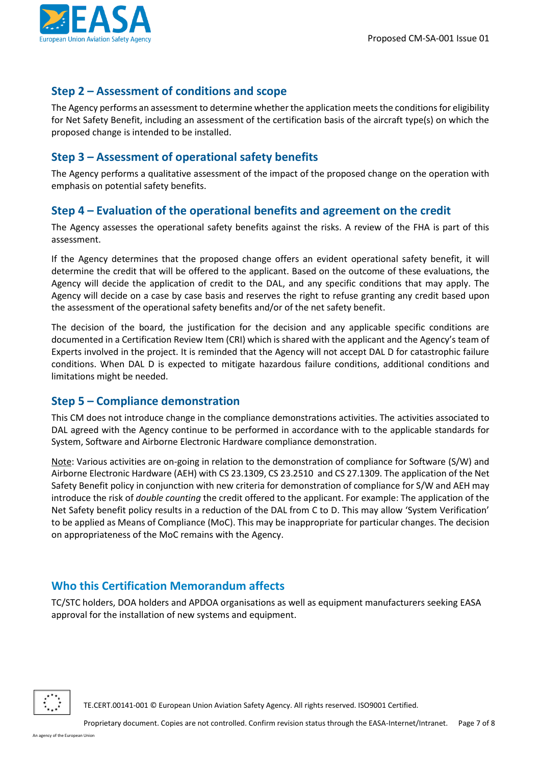### Step 2 – Assessment of conditions and scope

The Agency performs an assessment to determine whether the application meets the conditions for eligibility for Net Safety Benefit, including an assessment of the certification basis of the aircraft type(s) on which the proposed change is intended to be installed.

### Step 3 – Assessment of operational safety benefits

The Agency performs a qualitative assessment of the impact of the proposed change on the operation with emphasis on potential safety benefits.

### Step 4 – Evaluation of the operational benefits and agreement on the credit

The Agency assesses the operational safety benefits against the risks. A review of the FHA is part of this assessment.

If the Agency determines that the proposed change offers an evident operational safety benefit, it will determine the credit that will be offered to the applicant. Based on the outcome of these evaluations, the Agency will decide the application of credit to the DAL, and any specific conditions that may apply. The Agency will decide on a case by case basis and reserves the right to refuse granting any credit based upon the assessment of the operational safety benefits and/or of the net safety benefit.

The decision of the board, the justification for the decision and any applicable specific conditions are documented in a Certification Review Item (CRI) which is shared with the applicant and the Agency's team of Experts involved in the project. It is reminded that the Agency will not accept DAL D for catastrophic failure conditions. When DAL D is expected to mitigate hazardous failure conditions, additional conditions and limitations might be needed.

### Step 5 – Compliance demonstration

This CM does not introduce change in the compliance demonstrations activities. The activities associated to DAL agreed with the Agency continue to be performed in accordance with to the applicable standards for System, Software and Airborne Electronic Hardware compliance demonstration.

Note: Various activities are on-going in relation to the demonstration of compliance for Software (S/W) and Airborne Electronic Hardware (AEH) with CS 23.1309, CS 23.2510 and CS 27.1309. The application of the Net Safety Benefit policy in conjunction with new criteria for demonstration of compliance for S/W and AEH may introduce the risk of *double counting* the credit offered to the applicant. For example: The application of the Net Safety benefit policy results in a reduction of the DAL from C to D. This may allow 'System Verification' to be applied as Means of Compliance (MoC). This may be inappropriate for particular changes. The decision on appropriateness of the MoC remains with the Agency.

## Who this Certification Memorandum affects

TC/STC holders, DOA holders and APDOA organisations as well as equipment manufacturers seeking EASA approval for the installation of new systems and equipment.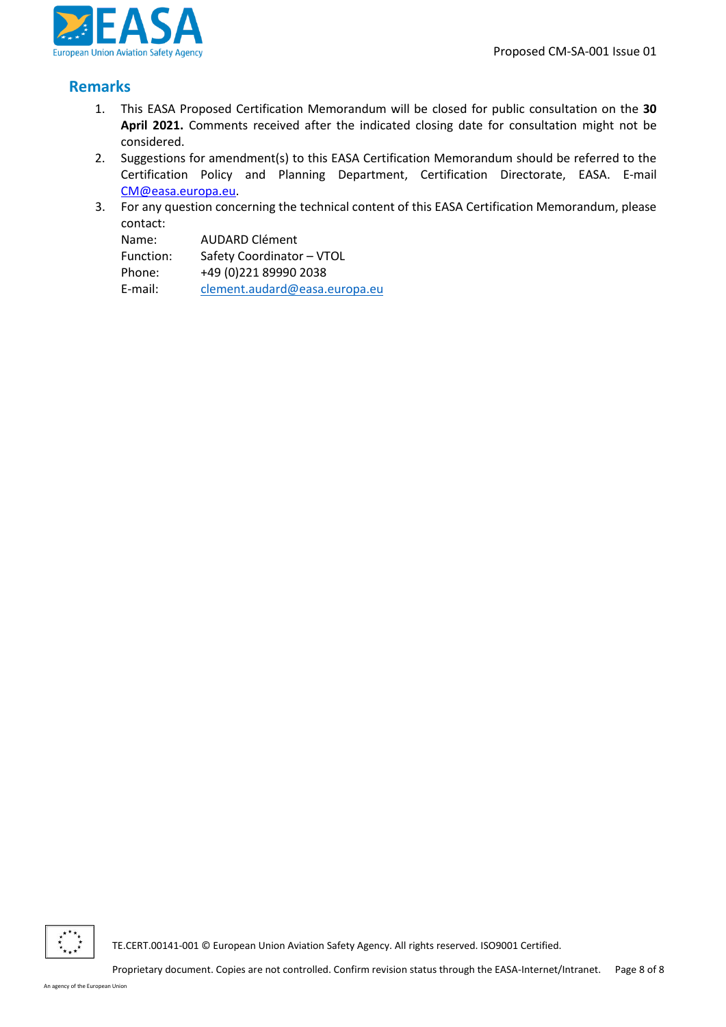## Remarks

1. This EASA Proposed Certification Memorandum will be closed for public consultation on the **30 April 2021.** Comments received after the indicated closing date for consultation might not be considered.
2. Suggestions for amendment(s) to this EASA Certification Memorandum should be referred to the Certification Policy and Planning Department, Certification Directorate, EASA. E-mail CM@easa.europa.eu.
3. For any question concerning the technical content of this EASA Certification Memorandum, please contact:

   Name: AUDARD Clément
   Function: Safety Coordinator – VTOL
   Phone: +49 (0)221 89990 2038
   E-mail: clement.audard@easa.europa.eu